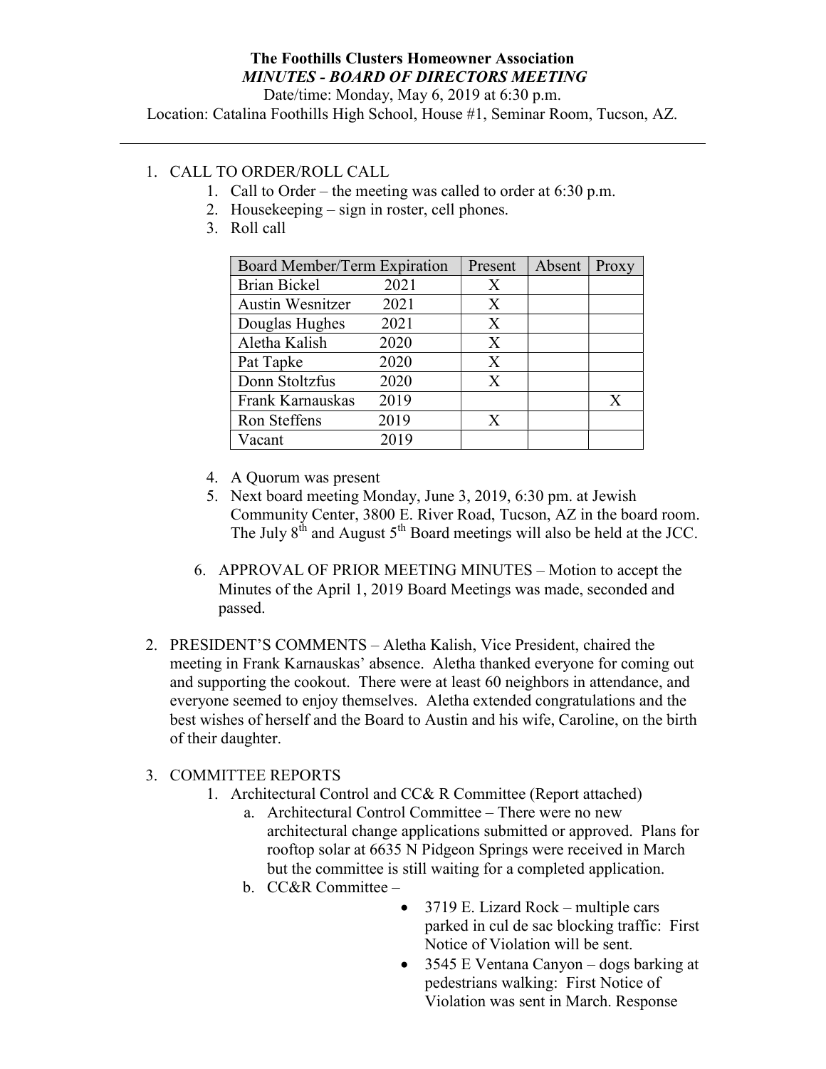**The Foothills Clusters Homeowner Association**

***MINUTES - BOARD OF DIRECTORS MEETING***

Date/time: Monday, May 6, 2019 at 6:30 p.m.

Location: Catalina Foothills High School, House #1, Seminar Room, Tucson, AZ.

---

1. CALL TO ORDER/ROLL CALL
    1. Call to Order – the meeting was called to order at 6:30 p.m.
    2. Housekeeping – sign in roster, cell phones.
    3. Roll call

    | Board Member/Term Expiration | Present | Absent | Proxy |
    |---|---|---|---|
    | Brian Bickel 2021 | X | | |
    | Austin Wesnitzer 2021 | X | | |
    | Douglas Hughes 2021 | X | | |
    | Aletha Kalish 2020 | X | | |
    | Pat Tapke 2020 | X | | |
    | Donn Stoltzfus 2020 | X | | |
    | Frank Karnauskas 2019 | | | X |
    | Ron Steffens 2019 | X | | |
    | Vacant 2019 | | | |

    4. A Quorum was present
    5. Next board meeting Monday, June 3, 2019, 6:30 pm. at Jewish Community Center, 3800 E. River Road, Tucson, AZ in the board room. The July 8th and August 5th Board meetings will also be held at the JCC.
    6. APPROVAL OF PRIOR MEETING MINUTES – Motion to accept the Minutes of the April 1, 2019 Board Meetings was made, seconded and passed.

2. PRESIDENT'S COMMENTS – Aletha Kalish, Vice President, chaired the meeting in Frank Karnauskas' absence. Aletha thanked everyone for coming out and supporting the cookout. There were at least 60 neighbors in attendance, and everyone seemed to enjoy themselves. Aletha extended congratulations and the best wishes of herself and the Board to Austin and his wife, Caroline, on the birth of their daughter.

3. COMMITTEE REPORTS
    1. Architectural Control and CC& R Committee (Report attached)
        a. Architectural Control Committee – There were no new architectural change applications submitted or approved. Plans for rooftop solar at 6635 N Pidgeon Springs were received in March but the committee is still waiting for a completed application.
        b. CC&R Committee –
            - 3719 E. Lizard Rock – multiple cars parked in cul de sac blocking traffic: First Notice of Violation will be sent.
            - 3545 E Ventana Canyon – dogs barking at pedestrians walking: First Notice of Violation was sent in March. Response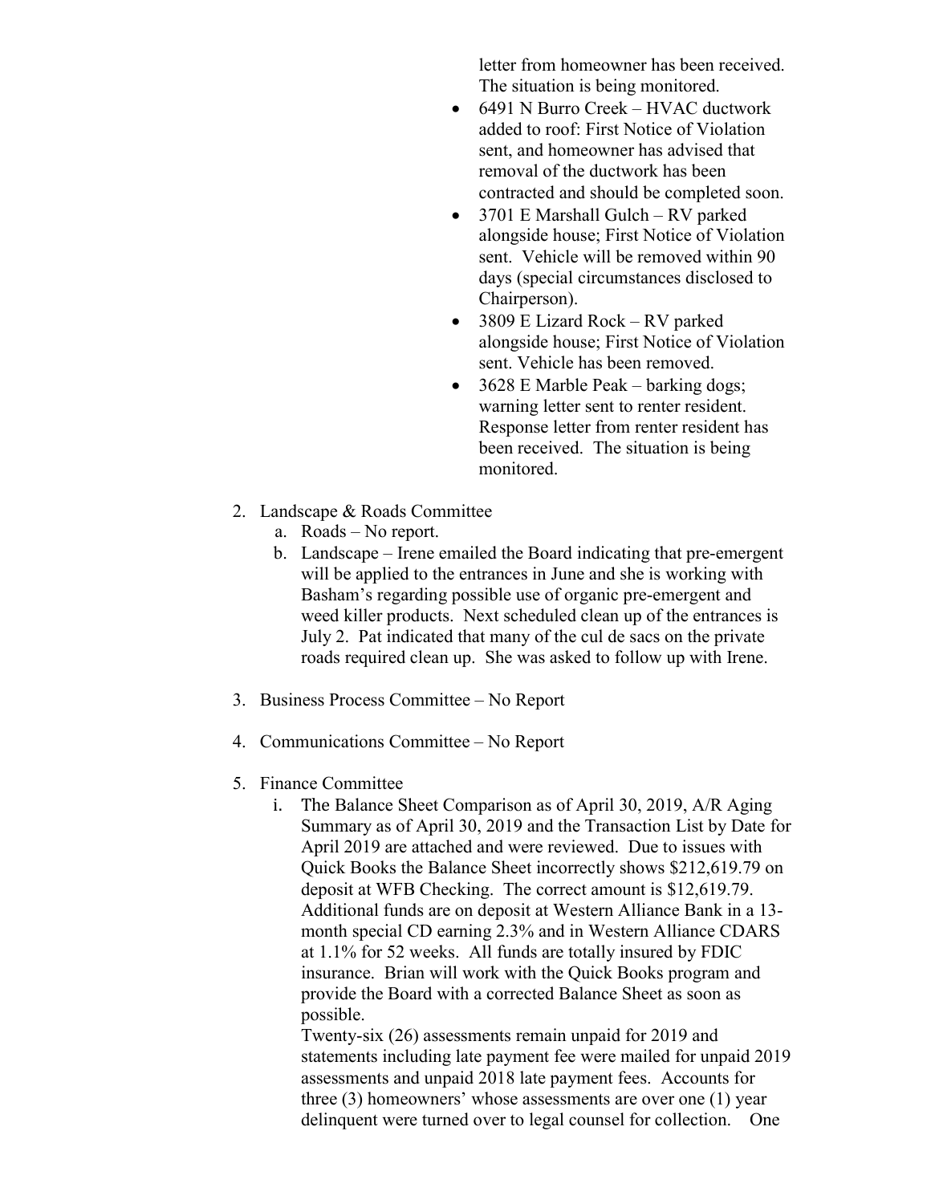letter from homeowner has been received. The situation is being monitored.

- 6491 N Burro Creek – HVAC ductwork added to roof: First Notice of Violation sent, and homeowner has advised that removal of the ductwork has been contracted and should be completed soon.
- 3701 E Marshall Gulch – RV parked alongside house; First Notice of Violation sent. Vehicle will be removed within 90 days (special circumstances disclosed to Chairperson).
- 3809 E Lizard Rock – RV parked alongside house; First Notice of Violation sent. Vehicle has been removed.
- 3628 E Marble Peak – barking dogs; warning letter sent to renter resident. Response letter from renter resident has been received. The situation is being monitored.

2. Landscape & Roads Committee
   a. Roads – No report.
   b. Landscape – Irene emailed the Board indicating that pre-emergent will be applied to the entrances in June and she is working with Basham's regarding possible use of organic pre-emergent and weed killer products. Next scheduled clean up of the entrances is July 2. Pat indicated that many of the cul de sacs on the private roads required clean up. She was asked to follow up with Irene.

3. Business Process Committee – No Report

4. Communications Committee – No Report

5. Finance Committee
   i. The Balance Sheet Comparison as of April 30, 2019, A/R Aging Summary as of April 30, 2019 and the Transaction List by Date for April 2019 are attached and were reviewed. Due to issues with Quick Books the Balance Sheet incorrectly shows $212,619.79 on deposit at WFB Checking. The correct amount is $12,619.79. Additional funds are on deposit at Western Alliance Bank in a 13-month special CD earning 2.3% and in Western Alliance CDARS at 1.1% for 52 weeks. All funds are totally insured by FDIC insurance. Brian will work with the Quick Books program and provide the Board with a corrected Balance Sheet as soon as possible.
   Twenty-six (26) assessments remain unpaid for 2019 and statements including late payment fee were mailed for unpaid 2019 assessments and unpaid 2018 late payment fees. Accounts for three (3) homeowners' whose assessments are over one (1) year delinquent were turned over to legal counsel for collection. One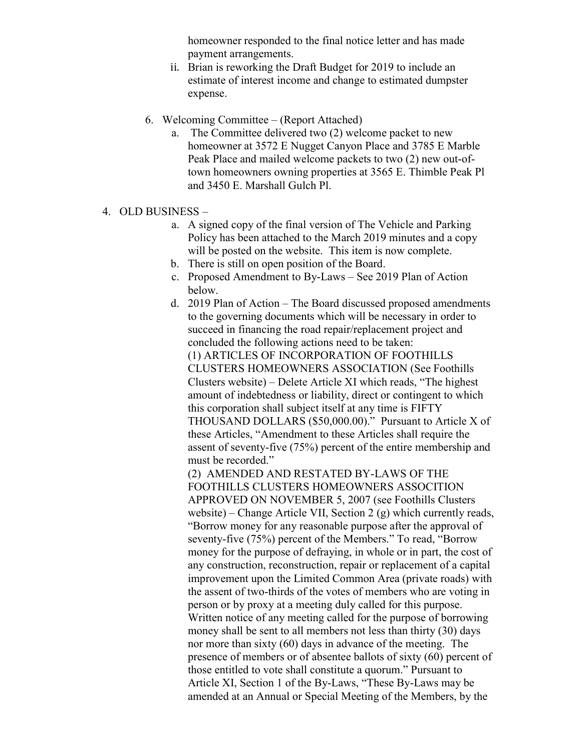homeowner responded to the final notice letter and has made payment arrangements.

ii. Brian is reworking the Draft Budget for 2019 to include an estimate of interest income and change to estimated dumpster expense.

6. Welcoming Committee – (Report Attached)
   a. The Committee delivered two (2) welcome packet to new homeowner at 3572 E Nugget Canyon Place and 3785 E Marble Peak Place and mailed welcome packets to two (2) new out-of-town homeowners owning properties at 3565 E. Thimble Peak Pl and 3450 E. Marshall Gulch Pl.

4. OLD BUSINESS –
   a. A signed copy of the final version of The Vehicle and Parking Policy has been attached to the March 2019 minutes and a copy will be posted on the website. This item is now complete.
   b. There is still on open position of the Board.
   c. Proposed Amendment to By-Laws – See 2019 Plan of Action below.
   d. 2019 Plan of Action – The Board discussed proposed amendments to the governing documents which will be necessary in order to succeed in financing the road repair/replacement project and concluded the following actions need to be taken:

      (1) ARTICLES OF INCORPORATION OF FOOTHILLS CLUSTERS HOMEOWNERS ASSOCIATION (See Foothills Clusters website) – Delete Article XI which reads, "The highest amount of indebtedness or liability, direct or contingent to which this corporation shall subject itself at any time is FIFTY THOUSAND DOLLARS ($50,000.00)." Pursuant to Article X of these Articles, "Amendment to these Articles shall require the assent of seventy-five (75%) percent of the entire membership and must be recorded."

      (2) AMENDED AND RESTATED BY-LAWS OF THE FOOTHILLS CLUSTERS HOMEOWNERS ASSOCITION APPROVED ON NOVEMBER 5, 2007 (see Foothills Clusters website) – Change Article VII, Section 2 (g) which currently reads, "Borrow money for any reasonable purpose after the approval of seventy-five (75%) percent of the Members." To read, "Borrow money for the purpose of defraying, in whole or in part, the cost of any construction, reconstruction, repair or replacement of a capital improvement upon the Limited Common Area (private roads) with the assent of two-thirds of the votes of members who are voting in person or by proxy at a meeting duly called for this purpose. Written notice of any meeting called for the purpose of borrowing money shall be sent to all members not less than thirty (30) days nor more than sixty (60) days in advance of the meeting. The presence of members or of absentee ballots of sixty (60) percent of those entitled to vote shall constitute a quorum." Pursuant to Article XI, Section 1 of the By-Laws, "These By-Laws may be amended at an Annual or Special Meeting of the Members, by the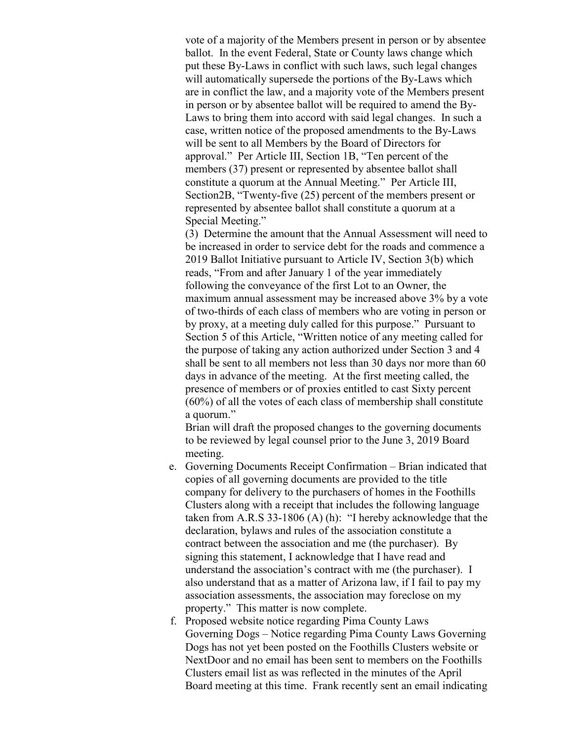vote of a majority of the Members present in person or by absentee ballot. In the event Federal, State or County laws change which put these By-Laws in conflict with such laws, such legal changes will automatically supersede the portions of the By-Laws which are in conflict the law, and a majority vote of the Members present in person or by absentee ballot will be required to amend the By-Laws to bring them into accord with said legal changes. In such a case, written notice of the proposed amendments to the By-Laws will be sent to all Members by the Board of Directors for approval." Per Article III, Section 1B, "Ten percent of the members (37) present or represented by absentee ballot shall constitute a quorum at the Annual Meeting." Per Article III, Section2B, "Twenty-five (25) percent of the members present or represented by absentee ballot shall constitute a quorum at a Special Meeting."

(3) Determine the amount that the Annual Assessment will need to be increased in order to service debt for the roads and commence a 2019 Ballot Initiative pursuant to Article IV, Section 3(b) which reads, "From and after January 1 of the year immediately following the conveyance of the first Lot to an Owner, the maximum annual assessment may be increased above 3% by a vote of two-thirds of each class of members who are voting in person or by proxy, at a meeting duly called for this purpose." Pursuant to Section 5 of this Article, "Written notice of any meeting called for the purpose of taking any action authorized under Section 3 and 4 shall be sent to all members not less than 30 days nor more than 60 days in advance of the meeting. At the first meeting called, the presence of members or of proxies entitled to cast Sixty percent (60%) of all the votes of each class of membership shall constitute a quorum."

Brian will draft the proposed changes to the governing documents to be reviewed by legal counsel prior to the June 3, 2019 Board meeting.

e. Governing Documents Receipt Confirmation – Brian indicated that copies of all governing documents are provided to the title company for delivery to the purchasers of homes in the Foothills Clusters along with a receipt that includes the following language taken from A.R.S 33-1806 (A) (h): "I hereby acknowledge that the declaration, bylaws and rules of the association constitute a contract between the association and me (the purchaser). By signing this statement, I acknowledge that I have read and understand the association's contract with me (the purchaser). I also understand that as a matter of Arizona law, if I fail to pay my association assessments, the association may foreclose on my property." This matter is now complete.

f. Proposed website notice regarding Pima County Laws Governing Dogs – Notice regarding Pima County Laws Governing Dogs has not yet been posted on the Foothills Clusters website or NextDoor and no email has been sent to members on the Foothills Clusters email list as was reflected in the minutes of the April Board meeting at this time. Frank recently sent an email indicating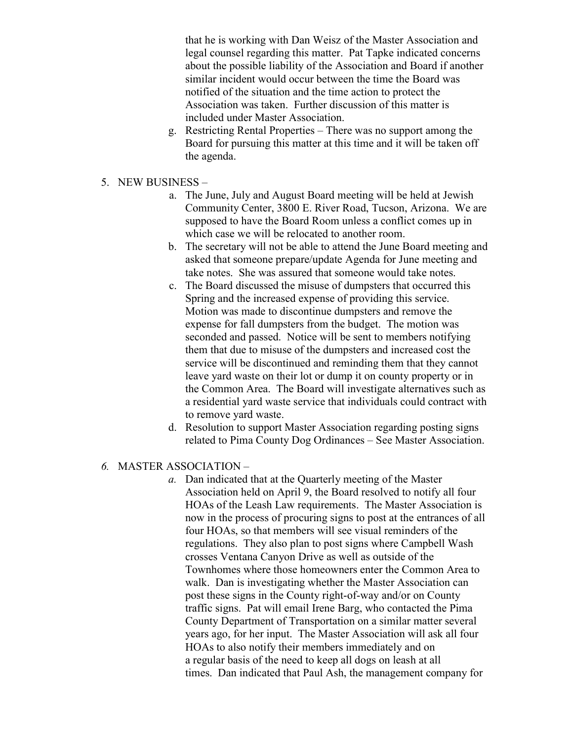that he is working with Dan Weisz of the Master Association and legal counsel regarding this matter. Pat Tapke indicated concerns about the possible liability of the Association and Board if another similar incident would occur between the time the Board was notified of the situation and the time action to protect the Association was taken. Further discussion of this matter is included under Master Association.

g. Restricting Rental Properties – There was no support among the Board for pursuing this matter at this time and it will be taken off the agenda.

5. NEW BUSINESS –
   a. The June, July and August Board meeting will be held at Jewish Community Center, 3800 E. River Road, Tucson, Arizona. We are supposed to have the Board Room unless a conflict comes up in which case we will be relocated to another room.
   b. The secretary will not be able to attend the June Board meeting and asked that someone prepare/update Agenda for June meeting and take notes. She was assured that someone would take notes.
   c. The Board discussed the misuse of dumpsters that occurred this Spring and the increased expense of providing this service. Motion was made to discontinue dumpsters and remove the expense for fall dumpsters from the budget. The motion was seconded and passed. Notice will be sent to members notifying them that due to misuse of the dumpsters and increased cost the service will be discontinued and reminding them that they cannot leave yard waste on their lot or dump it on county property or in the Common Area. The Board will investigate alternatives such as a residential yard waste service that individuals could contract with to remove yard waste.
   d. Resolution to support Master Association regarding posting signs related to Pima County Dog Ordinances – See Master Association.

*6.* MASTER ASSOCIATION –
   *a.* Dan indicated that at the Quarterly meeting of the Master Association held on April 9, the Board resolved to notify all four HOAs of the Leash Law requirements. The Master Association is now in the process of procuring signs to post at the entrances of all four HOAs, so that members will see visual reminders of the regulations. They also plan to post signs where Campbell Wash crosses Ventana Canyon Drive as well as outside of the Townhomes where those homeowners enter the Common Area to walk. Dan is investigating whether the Master Association can post these signs in the County right-of-way and/or on County traffic signs. Pat will email Irene Barg, who contacted the Pima County Department of Transportation on a similar matter several years ago, for her input. The Master Association will ask all four HOAs to also notify their members immediately and on a regular basis of the need to keep all dogs on leash at all times. Dan indicated that Paul Ash, the management company for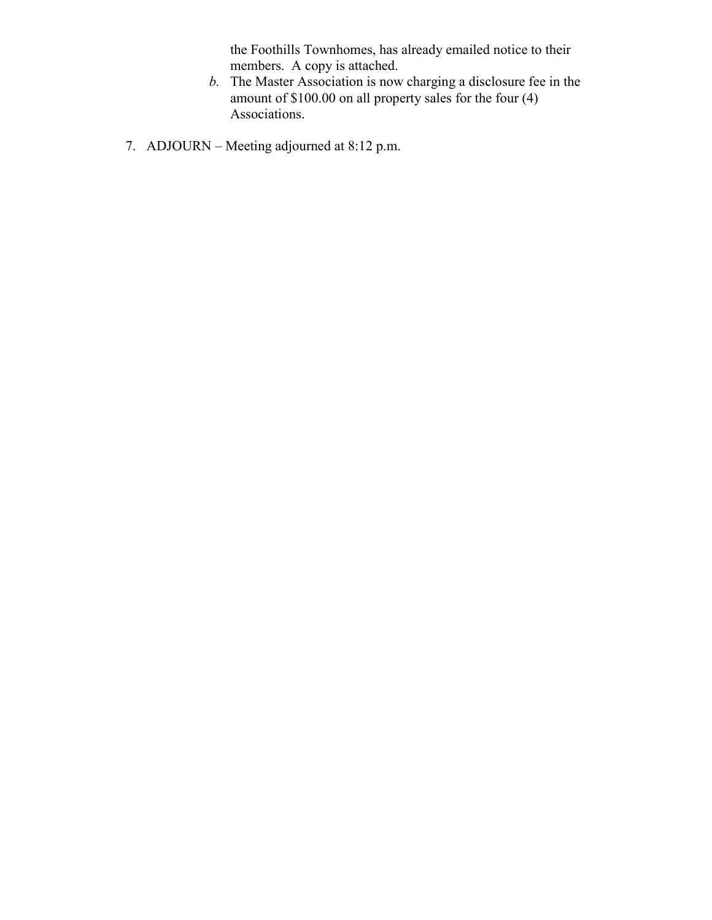the Foothills Townhomes, has already emailed notice to their members. A copy is attached.

*b.* The Master Association is now charging a disclosure fee in the amount of $100.00 on all property sales for the four (4) Associations.

7. ADJOURN – Meeting adjourned at 8:12 p.m.